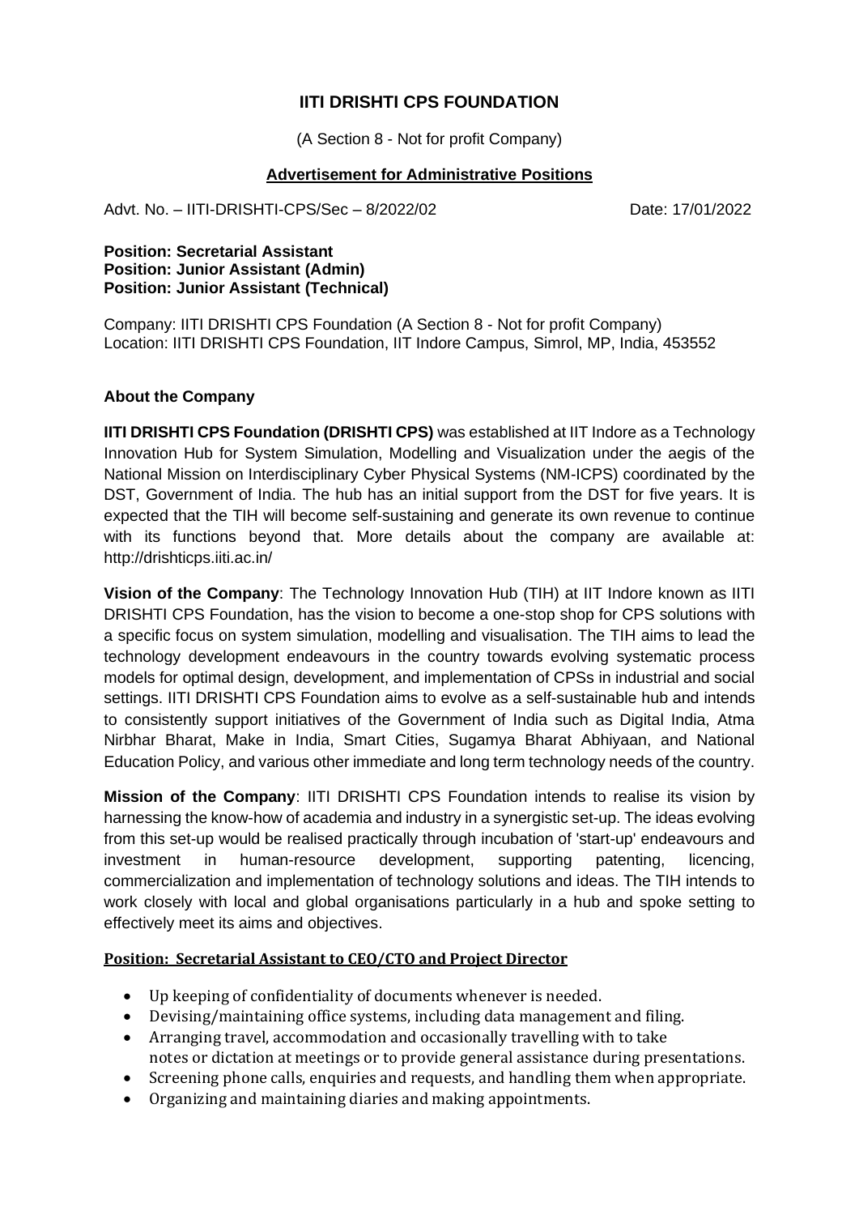# IITI DRISHTI CPS FOUNDATION

(A Section 8 - Not for profit Company)

## Advertisement for Administrative Positions

Advt. No. – IITI-DRISHTI-CPS/Sec – 8/2022/02 Date: 17/01/2022

**Position: Secretarial Assistant**
**Position: Junior Assistant (Admin)**
**Position: Junior Assistant (Technical)**

Company: IITI DRISHTI CPS Foundation (A Section 8 - Not for profit Company)
Location: IITI DRISHTI CPS Foundation, IIT Indore Campus, Simrol, MP, India, 453552

### About the Company

**IITI DRISHTI CPS Foundation (DRISHTI CPS)** was established at IIT Indore as a Technology Innovation Hub for System Simulation, Modelling and Visualization under the aegis of the National Mission on Interdisciplinary Cyber Physical Systems (NM-ICPS) coordinated by the DST, Government of India. The hub has an initial support from the DST for five years. It is expected that the TIH will become self-sustaining and generate its own revenue to continue with its functions beyond that. More details about the company are available at: http://drishticps.iiti.ac.in/

**Vision of the Company**: The Technology Innovation Hub (TIH) at IIT Indore known as IITI DRISHTI CPS Foundation, has the vision to become a one-stop shop for CPS solutions with a specific focus on system simulation, modelling and visualisation. The TIH aims to lead the technology development endeavours in the country towards evolving systematic process models for optimal design, development, and implementation of CPSs in industrial and social settings. IITI DRISHTI CPS Foundation aims to evolve as a self-sustainable hub and intends to consistently support initiatives of the Government of India such as Digital India, Atma Nirbhar Bharat, Make in India, Smart Cities, Sugamya Bharat Abhiyaan, and National Education Policy, and various other immediate and long term technology needs of the country.

**Mission of the Company**: IITI DRISHTI CPS Foundation intends to realise its vision by harnessing the know-how of academia and industry in a synergistic set-up. The ideas evolving from this set-up would be realised practically through incubation of 'start-up' endeavours and investment in human-resource development, supporting patenting, licencing, commercialization and implementation of technology solutions and ideas. The TIH intends to work closely with local and global organisations particularly in a hub and spoke setting to effectively meet its aims and objectives.

### Position: Secretarial Assistant to CEO/CTO and Project Director

- Up keeping of confidentiality of documents whenever is needed.
- Devising/maintaining office systems, including data management and filing.
- Arranging travel, accommodation and occasionally travelling with to take notes or dictation at meetings or to provide general assistance during presentations.
- Screening phone calls, enquiries and requests, and handling them when appropriate.
- Organizing and maintaining diaries and making appointments.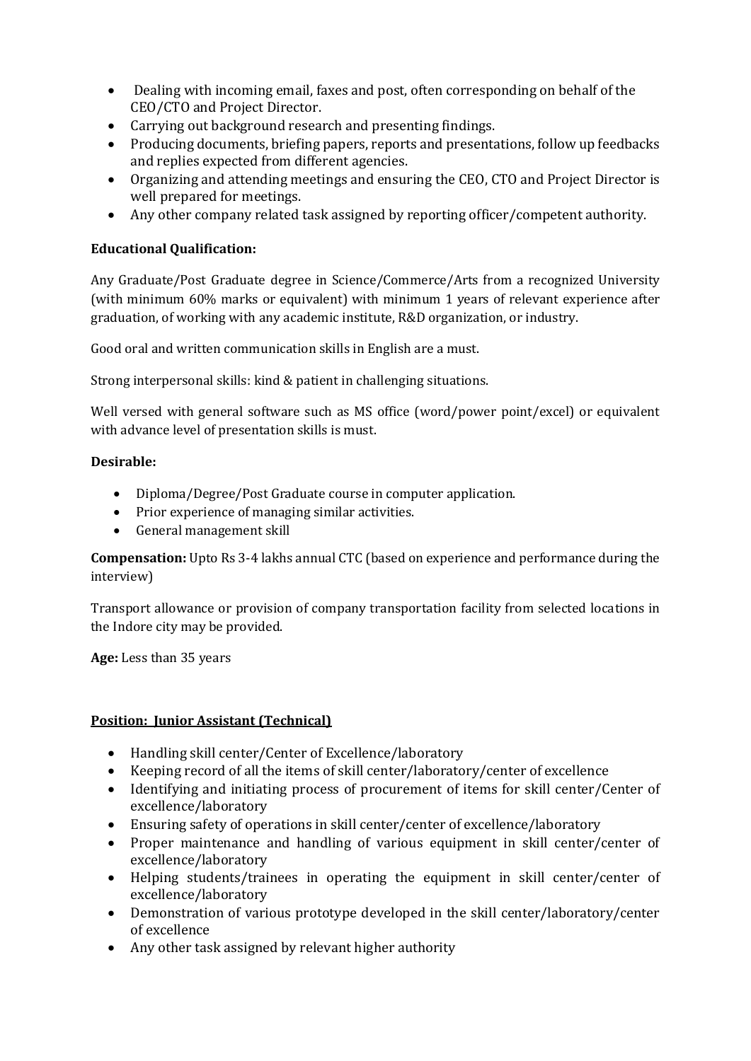- Dealing with incoming email, faxes and post, often corresponding on behalf of the CEO/CTO and Project Director.
- Carrying out background research and presenting findings.
- Producing documents, briefing papers, reports and presentations, follow up feedbacks and replies expected from different agencies.
- Organizing and attending meetings and ensuring the CEO, CTO and Project Director is well prepared for meetings.
- Any other company related task assigned by reporting officer/competent authority.

**Educational Qualification:**

Any Graduate/Post Graduate degree in Science/Commerce/Arts from a recognized University (with minimum 60% marks or equivalent) with minimum 1 years of relevant experience after graduation, of working with any academic institute, R&D organization, or industry.

Good oral and written communication skills in English are a must.

Strong interpersonal skills: kind & patient in challenging situations.

Well versed with general software such as MS office (word/power point/excel) or equivalent with advance level of presentation skills is must.

**Desirable:**

- Diploma/Degree/Post Graduate course in computer application.
- Prior experience of managing similar activities.
- General management skill

**Compensation:** Upto Rs 3-4 lakhs annual CTC (based on experience and performance during the interview)

Transport allowance or provision of company transportation facility from selected locations in the Indore city may be provided.

**Age:** Less than 35 years

**Position: Junior Assistant (Technical)**

- Handling skill center/Center of Excellence/laboratory
- Keeping record of all the items of skill center/laboratory/center of excellence
- Identifying and initiating process of procurement of items for skill center/Center of excellence/laboratory
- Ensuring safety of operations in skill center/center of excellence/laboratory
- Proper maintenance and handling of various equipment in skill center/center of excellence/laboratory
- Helping students/trainees in operating the equipment in skill center/center of excellence/laboratory
- Demonstration of various prototype developed in the skill center/laboratory/center of excellence
- Any other task assigned by relevant higher authority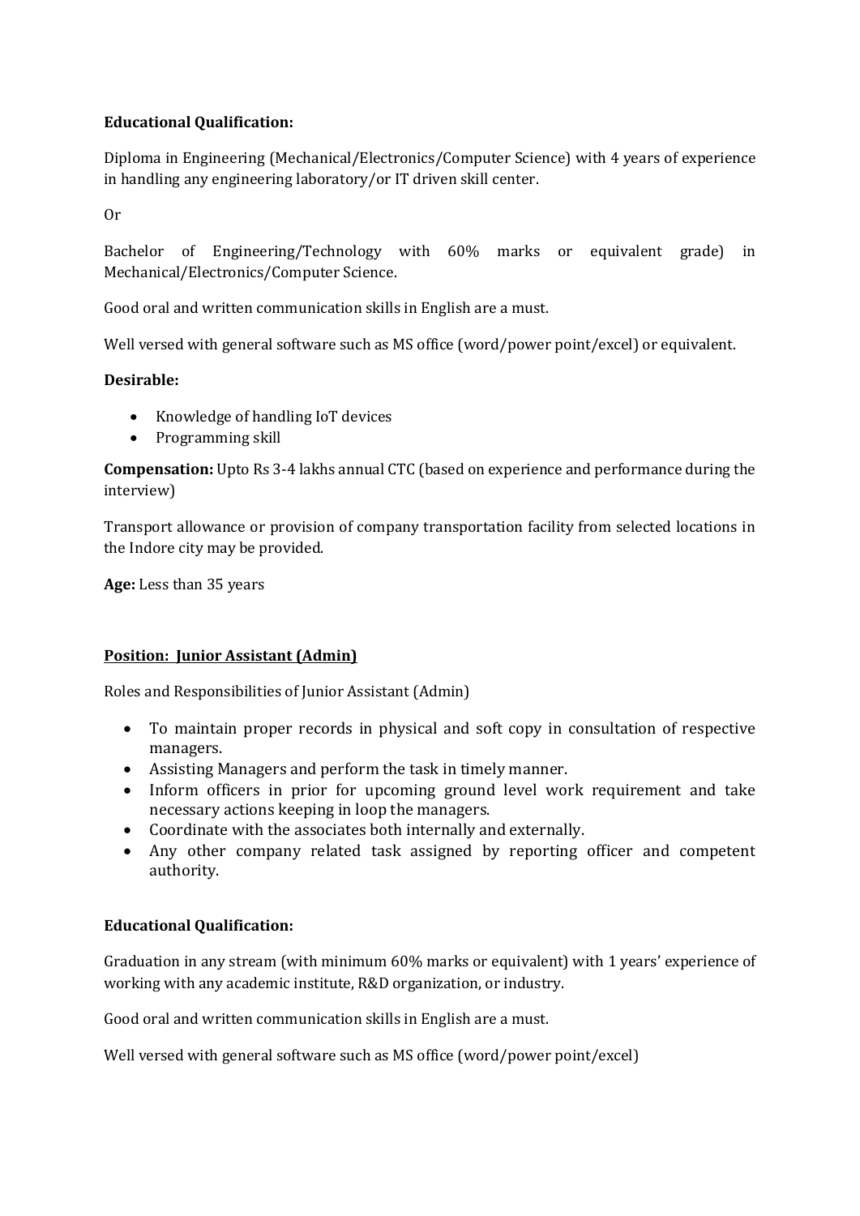**Educational Qualification:**

Diploma in Engineering (Mechanical/Electronics/Computer Science) with 4 years of experience in handling any engineering laboratory/or IT driven skill center.

Or

Bachelor of Engineering/Technology with 60% marks or equivalent grade) in Mechanical/Electronics/Computer Science.

Good oral and written communication skills in English are a must.

Well versed with general software such as MS office (word/power point/excel) or equivalent.

**Desirable:**

- Knowledge of handling IoT devices
- Programming skill

**Compensation:** Upto Rs 3-4 lakhs annual CTC (based on experience and performance during the interview)

Transport allowance or provision of company transportation facility from selected locations in the Indore city may be provided.

**Age:** Less than 35 years

**Position: Junior Assistant (Admin)**

Roles and Responsibilities of Junior Assistant (Admin)

- To maintain proper records in physical and soft copy in consultation of respective managers.
- Assisting Managers and perform the task in timely manner.
- Inform officers in prior for upcoming ground level work requirement and take necessary actions keeping in loop the managers.
- Coordinate with the associates both internally and externally.
- Any other company related task assigned by reporting officer and competent authority.

**Educational Qualification:**

Graduation in any stream (with minimum 60% marks or equivalent) with 1 years' experience of working with any academic institute, R&D organization, or industry.

Good oral and written communication skills in English are a must.

Well versed with general software such as MS office (word/power point/excel)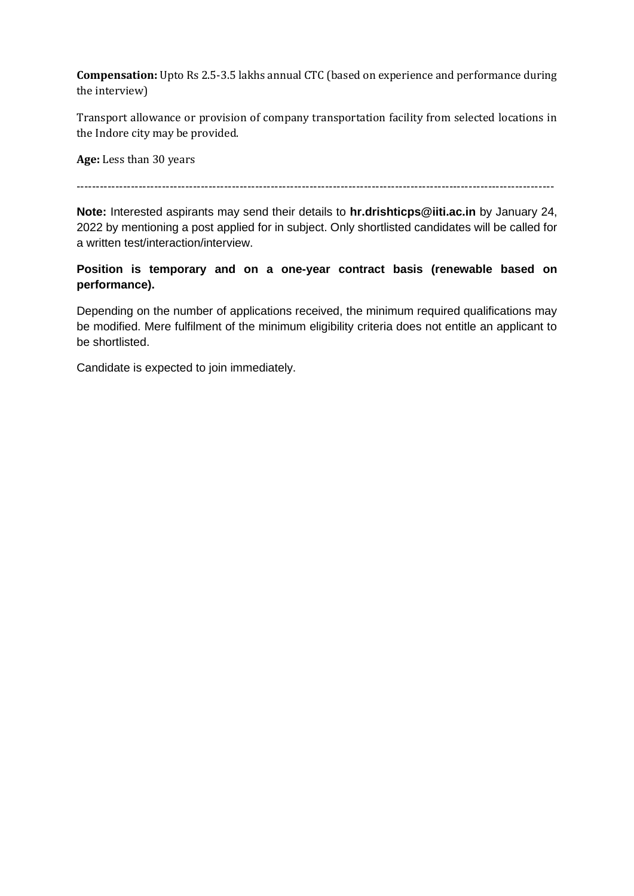**Compensation:** Upto Rs 2.5-3.5 lakhs annual CTC (based on experience and performance during the interview)

Transport allowance or provision of company transportation facility from selected locations in the Indore city may be provided.

**Age:** Less than 30 years

---

**Note:** Interested aspirants may send their details to **hr.drishticps@iiti.ac.in** by January 24, 2022 by mentioning a post applied for in subject. Only shortlisted candidates will be called for a written test/interaction/interview.

**Position is temporary and on a one-year contract basis (renewable based on performance).**

Depending on the number of applications received, the minimum required qualifications may be modified. Mere fulfilment of the minimum eligibility criteria does not entitle an applicant to be shortlisted.

Candidate is expected to join immediately.